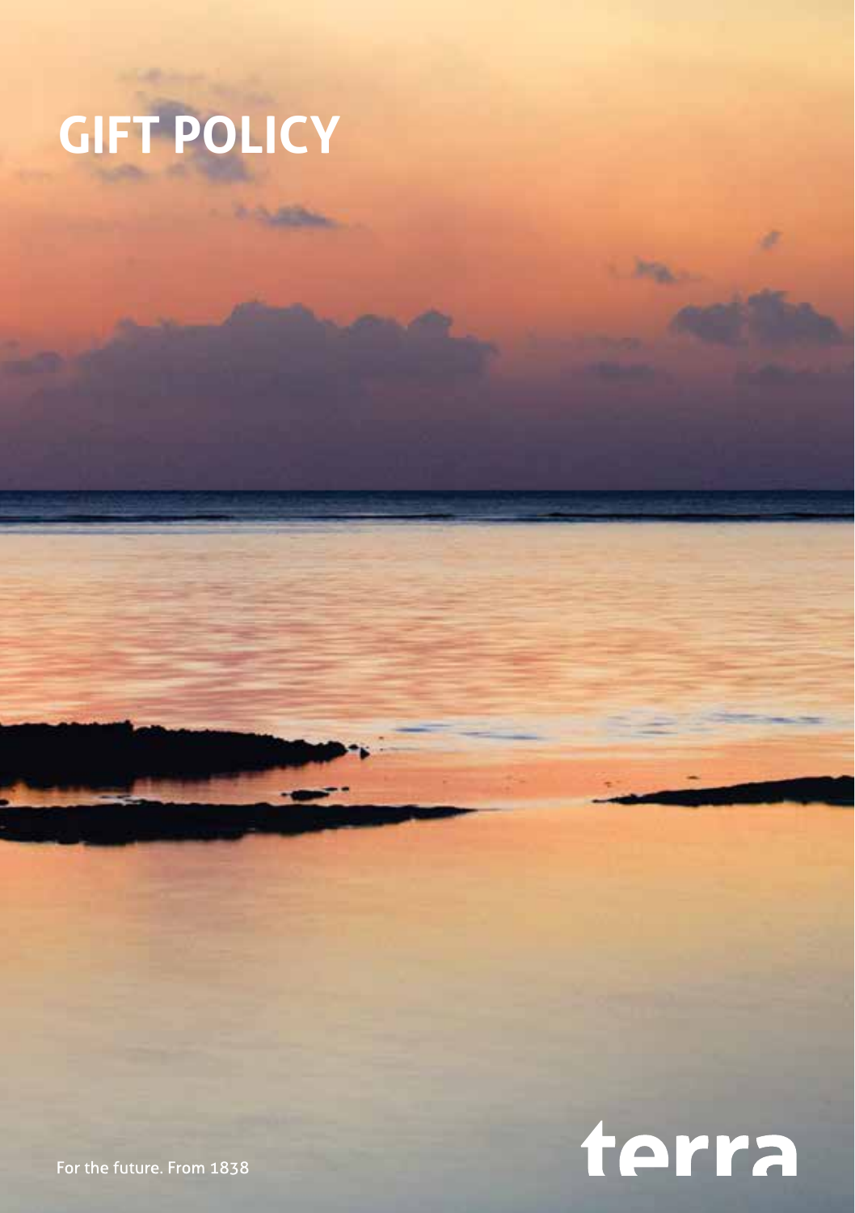# GIFT POLICY

For the future. From 1838

terra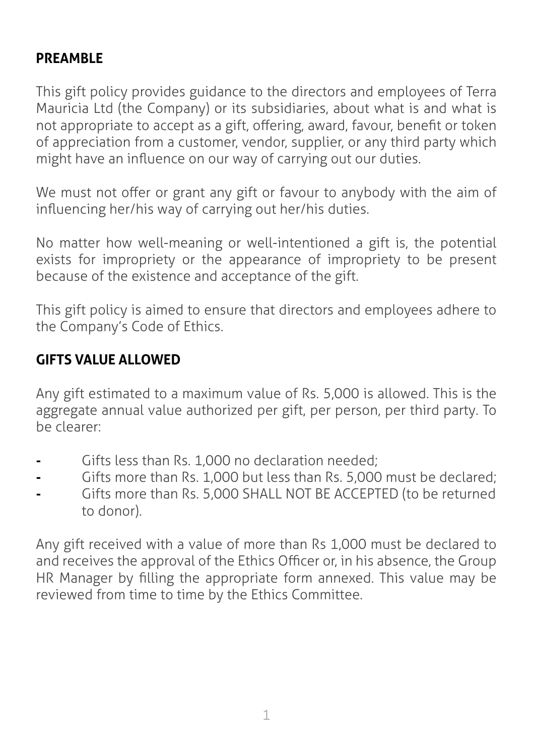## PREAMBLE

This gift policy provides guidance to the directors and employees of Terra Mauricia Ltd (the Company) or its subsidiaries, about what is and what is not appropriate to accept as a gift, offering, award, favour, benefit or token of appreciation from a customer, vendor, supplier, or any third party which might have an influence on our way of carrying out our duties.

We must not offer or grant any gift or favour to anybody with the aim of influencing her/his way of carrying out her/his duties.

No matter how well-meaning or well-intentioned a gift is, the potential exists for impropriety or the appearance of impropriety to be present because of the existence and acceptance of the gift.

This gift policy is aimed to ensure that directors and employees adhere to the Company's Code of Ethics.

## GIFTS VALUE ALLOWED

Any gift estimated to a maximum value of Rs. 5,000 is allowed. This is the aggregate annual value authorized per gift, per person, per third party. To be clearer:

- Gifts less than Rs. 1,000 no declaration needed;
- Gifts more than Rs. 1,000 but less than Rs. 5,000 must be declared;
- Gifts more than Rs. 5,000 SHALL NOT BE ACCEPTED (to be returned to donor).

Any gift received with a value of more than Rs 1,000 must be declared to and receives the approval of the Ethics Officer or, in his absence, the Group HR Manager by filling the appropriate form annexed. This value may be reviewed from time to time by the Ethics Committee.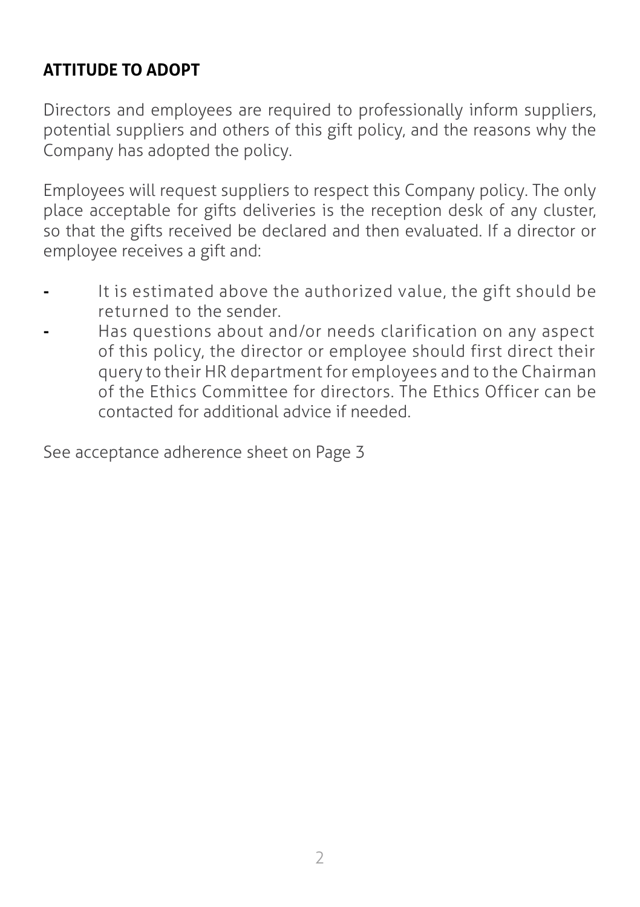## ATTITUDE TO ADOPT

Directors and employees are required to professionally inform suppliers, potential suppliers and others of this gift policy, and the reasons why the Company has adopted the policy.

Employees will request suppliers to respect this Company policy. The only place acceptable for gifts deliveries is the reception desk of any cluster, so that the gifts received be declared and then evaluated. If a director or employee receives a gift and:

- It is estimated above the authorized value, the gift should be returned to the sender.
- Has questions about and/or needs clarification on any aspect of this policy, the director or employee should first direct their query to their HR department for employees and to the Chairman of the Ethics Committee for directors. The Ethics Officer can be contacted for additional advice if needed.

See acceptance adherence sheet on Page 3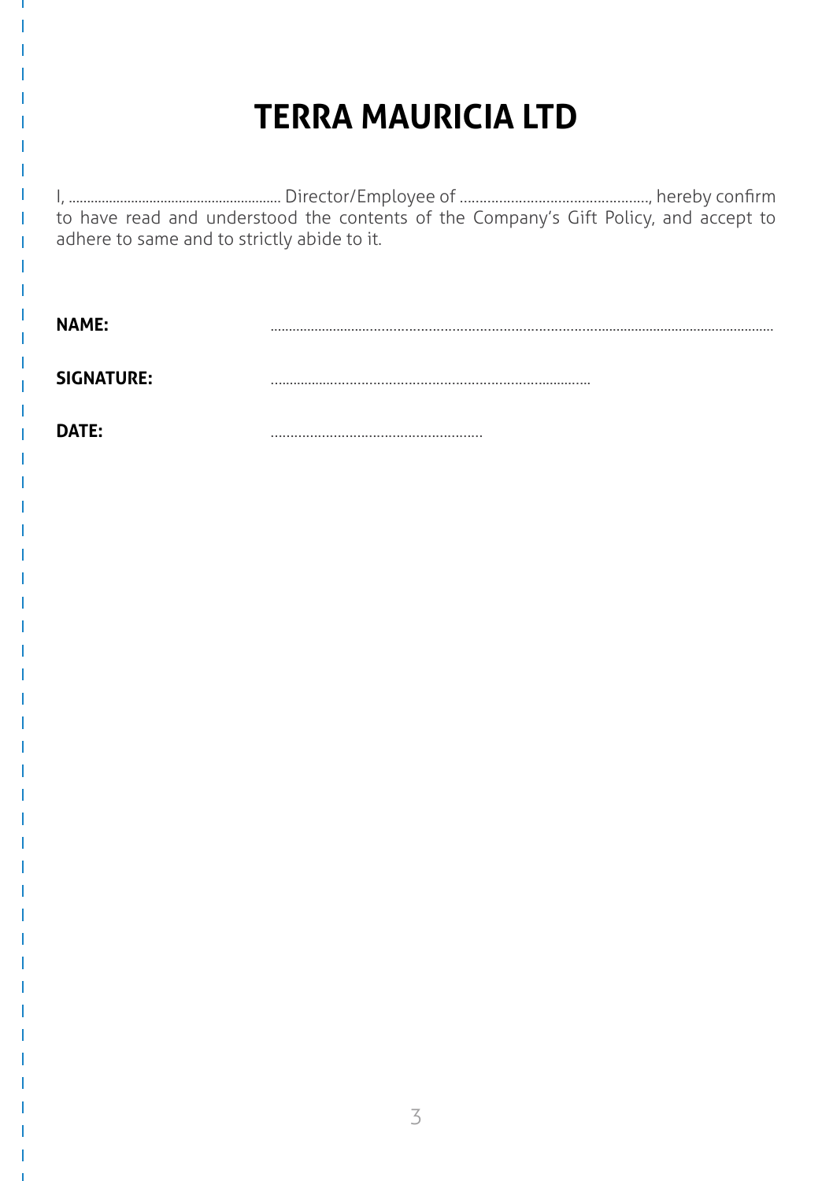# TERRA MAURICIA LTD

I, ........................................................ Director/Employee of ................................................, hereby confirm to have read and understood the contents of the Company's Gift Policy, and accept to adhere to same and to strictly abide to it.

**NAME:** ..........................................................................................................................................

**SIGNATURE:** ..................................................................................

**DATE:** ......................................................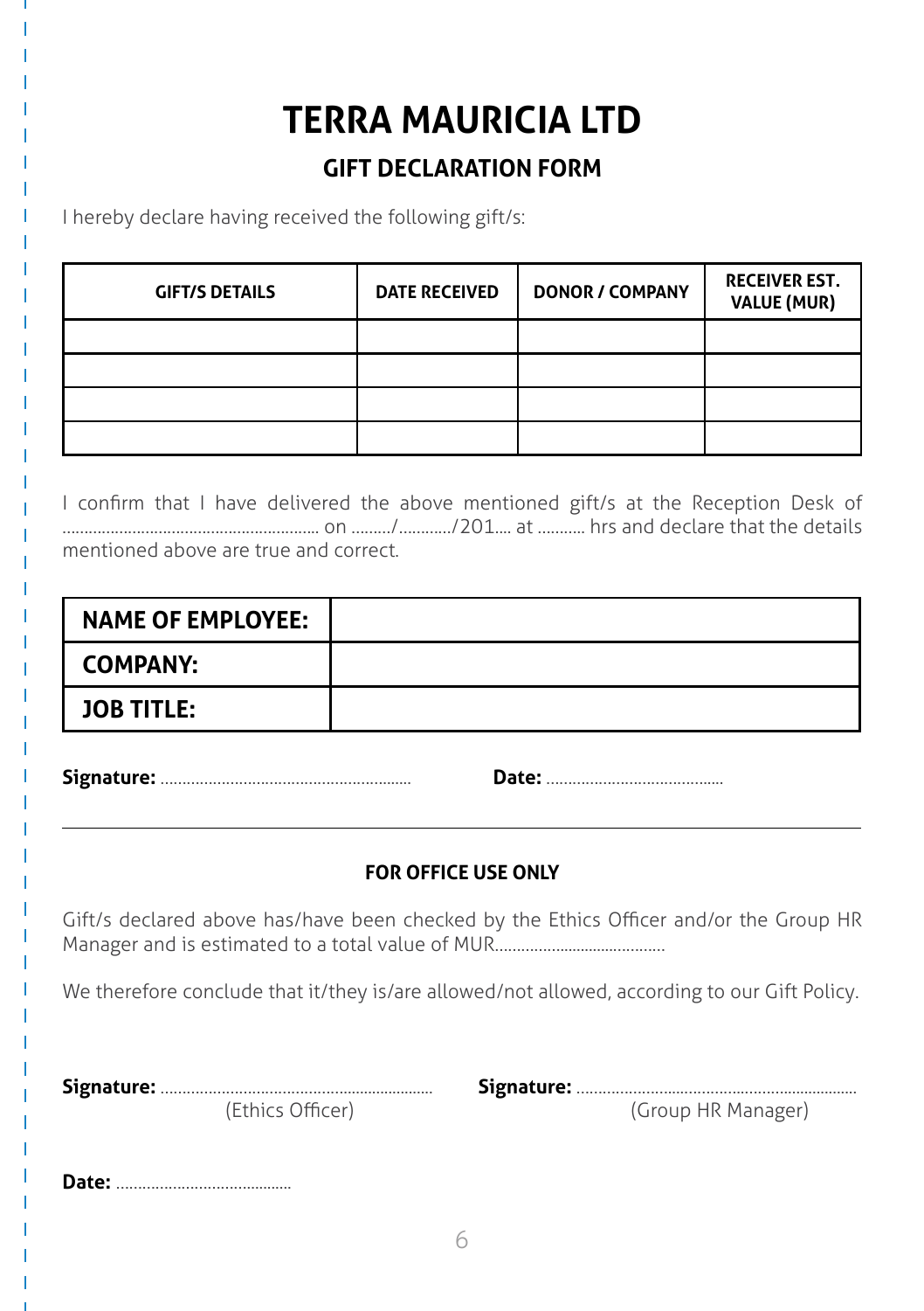# TERRA MAURICIA LTD

## GIFT DECLARATION FORM

I hereby declare having received the following gift/s:

| GIFT/S DETAILS | DATE RECEIVED | DONOR / COMPANY | RECEIVER EST. VALUE (MUR) |
|---|---|---|---|
| | | | |
| | | | |
| | | | |
| | | | |

I confirm that I have delivered the above mentioned gift/s at the Reception Desk of ........................................................... on ........./............/201.... at ........... hrs and declare that the details mentioned above are true and correct.

| | |
|---|---|
| **NAME OF EMPLOYEE:** | |
| **COMPANY:** | |
| **JOB TITLE:** | |

**Signature:** .........................................................  **Date:** .........................................

---

**FOR OFFICE USE ONLY**

Gift/s declared above has/have been checked by the Ethics Officer and/or the Group HR Manager and is estimated to a total value of MUR.......................................

We therefore conclude that it/they is/are allowed/not allowed, according to our Gift Policy.

**Signature:** ...............................................................
(Ethics Officer)

**Signature:** .................................................................
(Group HR Manager)

**Date:** .........................................